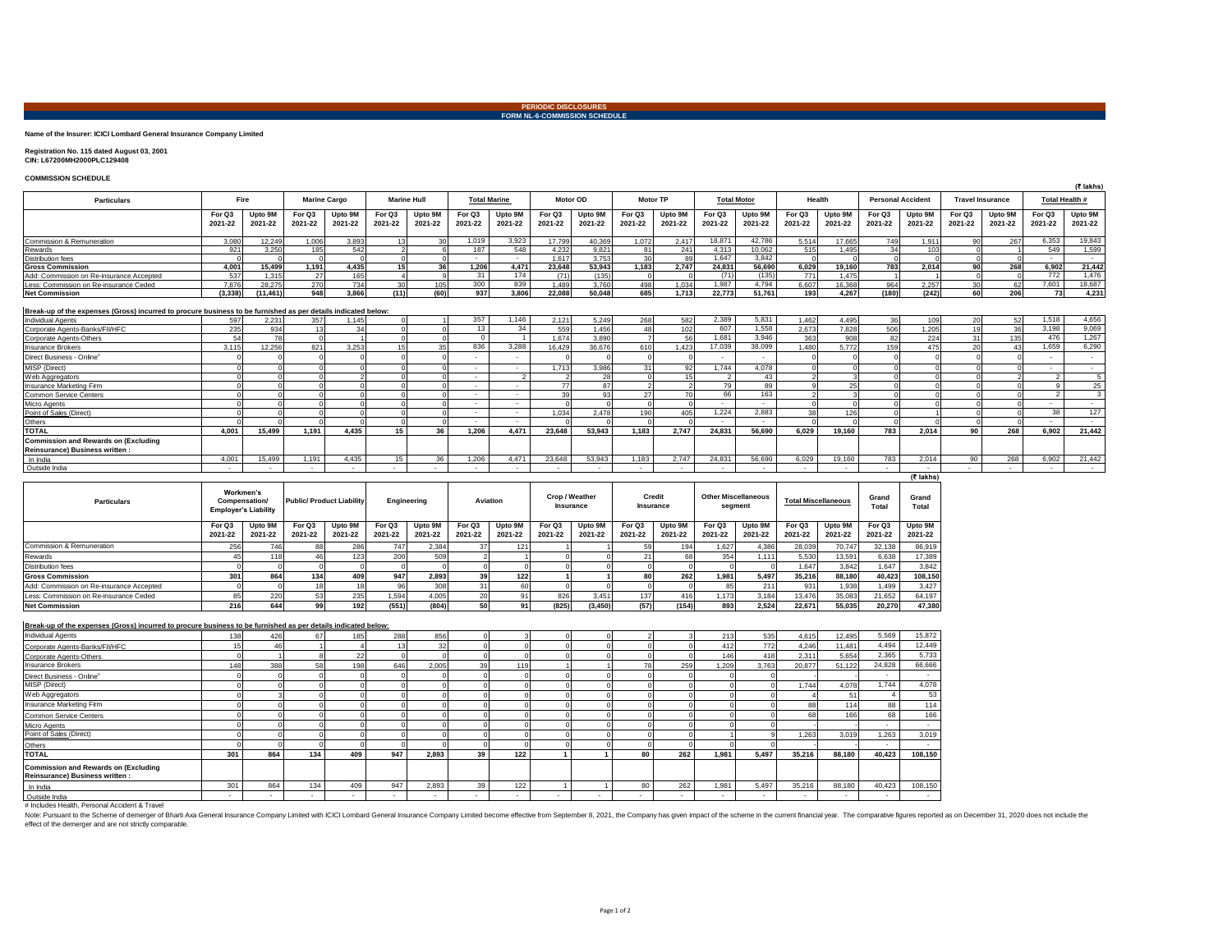**PERIODIC DISCLOSURES**
**FORM NL-6-COMMISSION SCHEDULE**

**Name of the Insurer: ICICI Lombard General Insurance Company Limited**

**Registration No. 115 dated August 03, 2001**
**CIN: L67200MH2000PLC129408**

**COMMISSION SCHEDULE**

(₹ lakhs)

| Particulars | Fire | | Marine Cargo | | Marine Hull | | Total Marine | | Motor OD | | Motor TP | | Total Motor | | Health | | Personal Accident | | Travel Insurance | | Total Health # | |
|---|---|---|---|---|---|---|---|---|---|---|---|---|---|---|---|---|---|---|---|---|---|---|
| | For Q3 2021-22 | Upto 9M 2021-22 | For Q3 2021-22 | Upto 9M 2021-22 | For Q3 2021-22 | Upto 9M 2021-22 | For Q3 2021-22 | Upto 9M 2021-22 | For Q3 2021-22 | Upto 9M 2021-22 | For Q3 2021-22 | Upto 9M 2021-22 | For Q3 2021-22 | Upto 9M 2021-22 | For Q3 2021-22 | Upto 9M 2021-22 | For Q3 2021-22 | Upto 9M 2021-22 | For Q3 2021-22 | Upto 9M 2021-22 | For Q3 2021-22 | Upto 9M 2021-22 |
| Commission & Remuneration | 3,080 | 12,249 | 1,006 | 3,893 | 13 | 30 | 1,019 | 3,923 | 17,799 | 40,369 | 1,072 | 2,417 | 18,871 | 42,786 | 5,514 | 17,665 | 749 | 1,911 | 90 | 267 | 6,353 | 19,843 |
| Rewards | 921 | 3,250 | 185 | 542 | 2 | 6 | 187 | 548 | 4,232 | 9,821 | 81 | 241 | 4,313 | 10,062 | 515 | 1,495 | 34 | 103 | 0 | 1 | 549 | 1,599 |
| Distribution fees | 0 | 0 | 0 | 0 | 0 | 0 | - | - | 1,617 | 3,753 | 30 | 89 | 1,647 | 3,842 | 0 | 0 | 0 | 0 | 0 | 0 | - | - |
| **Gross Commission** | **4,001** | **15,499** | **1,191** | **4,435** | **15** | **36** | **1,206** | **4,471** | **23,648** | **53,943** | **1,183** | **2,747** | **24,831** | **56,690** | **6,029** | **19,160** | **783** | **2,014** | **90** | **268** | **6,902** | **21,442** |
| Add: Commission on Re-insurance Accepted | 537 | 1,315 | 27 | 165 | 4 | 9 | 31 | 174 | (71) | (135) | 0 | 0 | (71) | (135) | 771 | 1,475 | 1 | 1 | 0 | 0 | 772 | 1,476 |
| Less: Commission on Re-insurance Ceded | 7,876 | 28,275 | 270 | 734 | 30 | 105 | 300 | 839 | 1,489 | 3,760 | 498 | 1,034 | 1,987 | 4,794 | 6,607 | 16,368 | 964 | 2,257 | 30 | 62 | 7,601 | 18,687 |
| **Net Commission** | **(3,338)** | **(11,461)** | **948** | **3,866** | **(11)** | **(60)** | **937** | **3,806** | **22,088** | **50,048** | **685** | **1,713** | **22,773** | **51,761** | **193** | **4,267** | **(180)** | **(242)** | **60** | **206** | **73** | **4,231** |
| **Break-up of the expenses (Gross) incurred to procure business to be furnished as per details indicated below:** | | | | | | | | | | | | | | | | | | | | | | |
| Individual Agents | 597 | 2,231 | 357 | 1,145 | 0 | 1 | 357 | 1,146 | 2,121 | 5,249 | 268 | 582 | 2,389 | 5,831 | 1,462 | 4,495 | 36 | 109 | 20 | 52 | 1,518 | 4,656 |
| Corporate Agents-Banks/FII/HFC | 235 | 934 | 13 | 34 | 0 | 0 | 13 | 34 | 559 | 1,456 | 48 | 102 | 607 | 1,558 | 2,673 | 7,828 | 506 | 1,205 | 19 | 36 | 3,198 | 9,069 |
| Corporate Agents-Others | 54 | 78 | 0 | 1 | 0 | 0 | 0 | 1 | 1,674 | 3,890 | 7 | 56 | 1,681 | 3,946 | 363 | 908 | 82 | 224 | 31 | 135 | 476 | 1,267 |
| Insurance Brokers | 3,115 | 12,256 | 821 | 3,253 | 15 | 35 | 836 | 3,288 | 16,429 | 36,676 | 610 | 1,423 | 17,039 | 38,099 | 1,480 | 5,772 | 159 | 475 | 20 | 43 | 1,659 | 6,290 |
| Direct Business - Online[£] | 0 | 0 | 0 | 0 | 0 | 0 | - | - | 0 | 0 | 0 | 0 | - | - | 0 | 0 | 0 | 0 | 0 | 0 | - | - |
| MISP (Direct) | 0 | 0 | 0 | 0 | 0 | 0 | - | - | 1,713 | 3,986 | 31 | 92 | 1,744 | 4,078 | 0 | 0 | 0 | 0 | 0 | 0 | - | - |
| Web Aggregators | 0 | 0 | 0 | 2 | 0 | 0 | - | 2 | 2 | 28 | 0 | 15 | 2 | 43 | 2 | 3 | 0 | 0 | 0 | 2 | 2 | 5 |
| Insurance Marketing Firm | 0 | 0 | 0 | 0 | 0 | 0 | - | - | 77 | 87 | 2 | 2 | 79 | 89 | 9 | 25 | 0 | 0 | 0 | 0 | 9 | 25 |
| Common Service Centers | 0 | 0 | 0 | 0 | 0 | 0 | - | - | 39 | 93 | 27 | 70 | 66 | 163 | 2 | 3 | 0 | 0 | 0 | 0 | 2 | 3 |
| Micro Agents | 0 | 0 | 0 | 0 | 0 | 0 | - | - | 0 | 0 | 0 | 0 | - | - | 0 | 0 | 0 | 0 | 0 | 0 | - | - |
| Point of Sales (Direct) | 0 | 0 | 0 | 0 | 0 | 0 | - | - | 1,034 | 2,478 | 190 | 405 | 1,224 | 2,883 | 38 | 126 | 0 | 1 | 0 | 0 | 38 | 127 |
| Others | 0 | 0 | 0 | 0 | 0 | 0 | - | - | 0 | 0 | 0 | 0 | - | - | 0 | 0 | 0 | 0 | 0 | 0 | - | - |
| **TOTAL** | **4,001** | **15,499** | **1,191** | **4,435** | **15** | **36** | **1,206** | **4,471** | **23,648** | **53,943** | **1,183** | **2,747** | **24,831** | **56,690** | **6,029** | **19,160** | **783** | **2,014** | **90** | **268** | **6,902** | **21,442** |
| **Commission and Rewards on (Excluding Reinsurance) Business written :** | | | | | | | | | | | | | | | | | | | | | | |
| In India | 4,001 | 15,499 | 1,191 | 4,435 | 15 | 36 | 1,206 | 4,471 | 23,648 | 53,943 | 1,183 | 2,747 | 24,831 | 56,690 | 6,029 | 19,160 | 783 | 2,014 | 90 | 268 | 6,902 | 21,442 |
| Outside India | - | - | - | - | - | - | - | - | - | - | - | - | - | - | - | - | - | - | - | - | - | - |

(₹ lakhs)

| Particulars | Workmen's Compensation/ Employer's Liability | | Public/ Product Liability | | Engineering | | Aviation | | Crop / Weather Insurance | | Credit Insurance | | Other Miscellaneous segment | | Total Miscellaneous | | Grand Total | Grand Total |
|---|---|---|---|---|---|---|---|---|---|---|---|---|---|---|---|---|---|---|
| | For Q3 2021-22 | Upto 9M 2021-22 | For Q3 2021-22 | Upto 9M 2021-22 | For Q3 2021-22 | Upto 9M 2021-22 | For Q3 2021-22 | Upto 9M 2021-22 | For Q3 2021-22 | Upto 9M 2021-22 | For Q3 2021-22 | Upto 9M 2021-22 | For Q3 2021-22 | Upto 9M 2021-22 | For Q3 2021-22 | Upto 9M 2021-22 | For Q3 2021-22 | Upto 9M 2021-22 |
| Commission & Remuneration | 256 | 746 | 88 | 286 | 747 | 2,384 | 37 | 121 | 1 | 1 | 59 | 194 | 1,627 | 4,386 | 28,039 | 70,747 | 32,138 | 86,919 |
| Rewards | 45 | 118 | 46 | 123 | 200 | 509 | 2 | 1 | 0 | 0 | 21 | 68 | 354 | 1,111 | 5,530 | 13,591 | 6,638 | 17,389 |
| Distribution fees | 0 | 0 | 0 | 0 | 0 | 0 | 0 | 0 | 0 | 0 | 0 | 0 | 0 | 0 | 1,647 | 3,842 | 1,647 | 3,842 |
| **Gross Commission** | **301** | **864** | **134** | **409** | **947** | **2,893** | **39** | **122** | **1** | **1** | **80** | **262** | **1,981** | **5,497** | **35,216** | **88,180** | **40,423** | **108,150** |
| Add: Commission on Re-insurance Accepted | 0 | 0 | 18 | 18 | 96 | 308 | 31 | 60 | 0 | 0 | 0 | 0 | 85 | 211 | 931 | 1,938 | 1,499 | 3,427 |
| Less: Commission on Re-insurance Ceded | 85 | 220 | 53 | 235 | 1,594 | 4,005 | 20 | 91 | 826 | 3,451 | 137 | 416 | 1,173 | 3,184 | 13,476 | 35,083 | 21,652 | 64,197 |
| **Net Commission** | **216** | **644** | **99** | **192** | **(551)** | **(804)** | **50** | **91** | **(825)** | **(3,450)** | **(57)** | **(154)** | **893** | **2,524** | **22,671** | **55,035** | **20,270** | **47,380** |
| **Break-up of the expenses (Gross) incurred to procure business to be furnished as per details indicated below:** | | | | | | | | | | | | | | | | | | |
| Individual Agents | 138 | 426 | 67 | 185 | 288 | 856 | 0 | 3 | 0 | 0 | 2 | 3 | 213 | 535 | 4,615 | 12,495 | 5,569 | 15,872 |
| Corporate Agents-Banks/FII/HFC | 15 | 46 | 1 | 4 | 13 | 32 | 0 | 0 | 0 | 0 | 0 | 0 | 412 | 772 | 4,246 | 11,481 | 4,494 | 12,449 |
| Corporate Agents-Others | 0 | 1 | 8 | 22 | 0 | 0 | 0 | 0 | 0 | 0 | 0 | 0 | 146 | 418 | 2,311 | 5,654 | 2,365 | 5,733 |
| Insurance Brokers | 148 | 388 | 58 | 198 | 646 | 2,005 | 39 | 119 | 1 | 1 | 78 | 259 | 1,209 | 3,763 | 20,877 | 51,122 | 24,828 | 66,666 |
| Direct Business - Online[£] | 0 | 0 | 0 | 0 | 0 | 0 | 0 | 0 | 0 | 0 | 0 | 0 | 0 | 0 | - | - | - | - |
| MISP (Direct) | 0 | 0 | 0 | 0 | 0 | 0 | 0 | 0 | 0 | 0 | 0 | 0 | 0 | 0 | 1,744 | 4,078 | 1,744 | 4,078 |
| Web Aggregators | 0 | 3 | 0 | 0 | 0 | 0 | 0 | 0 | 0 | 0 | 0 | 0 | 0 | 0 | 4 | 51 | 4 | 53 |
| Insurance Marketing Firm | 0 | 0 | 0 | 0 | 0 | 0 | 0 | 0 | 0 | 0 | 0 | 0 | 0 | 0 | 88 | 114 | 88 | 114 |
| Common Service Centers | 0 | 0 | 0 | 0 | 0 | 0 | 0 | 0 | 0 | 0 | 0 | 0 | 0 | 0 | 68 | 166 | 68 | 166 |
| Micro Agents | 0 | 0 | 0 | 0 | 0 | 0 | 0 | 0 | 0 | 0 | 0 | 0 | 0 | 0 | - | - | - | - |
| Point of Sales (Direct) | 0 | 0 | 0 | 0 | 0 | 0 | 0 | 0 | 0 | 0 | 0 | 0 | 1 | 9 | 1,263 | 3,019 | 1,263 | 3,019 |
| Others | 0 | 0 | 0 | 0 | 0 | 0 | 0 | 0 | 0 | 0 | 0 | 0 | 0 | 0 | - | - | - | - |
| **TOTAL** | **301** | **864** | **134** | **409** | **947** | **2,893** | **39** | **122** | **1** | **1** | **80** | **262** | **1,981** | **5,497** | **35,216** | **88,180** | **40,423** | **108,150** |
| **Commission and Rewards on (Excluding Reinsurance) Business written :** | | | | | | | | | | | | | | | | | | |
| In India | 301 | 864 | 134 | 409 | 947 | 2,893 | 39 | 122 | 1 | 1 | 80 | 262 | 1,981 | 5,497 | 35,216 | 88,180 | 40,423 | 108,150 |
| Outside India | - | - | - | - | - | - | - | - | - | - | - | - | - | - | - | - | - | - |

# Includes Health, Personal Accident & Travel

Note: Pursuant to the Scheme of demerger of Bharti Axa General Insurance Company Limited with ICICI Lombard General Insurance Company Limited become effective from September 8, 2021, the Company has given impact of the scheme in the current financial year. The comparative figures reported as on December 31, 2020 does not include the effect of the demerger and are not strictly comparable.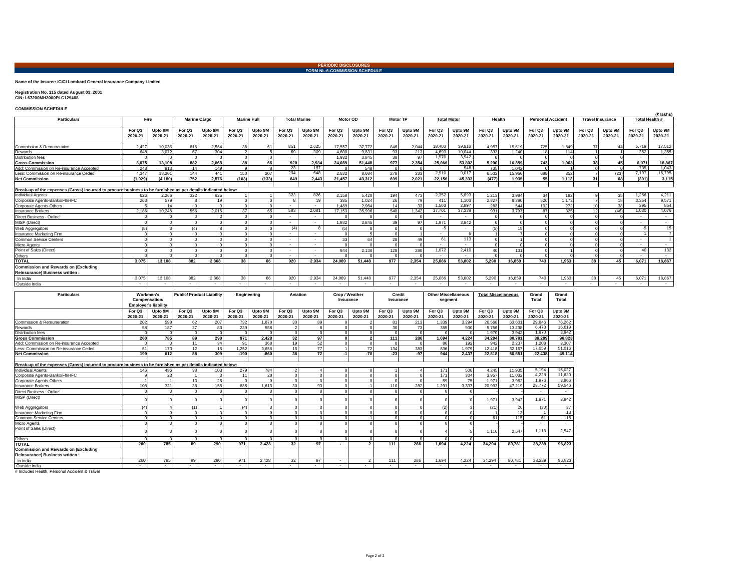**PERIODIC DISCLOSURES**
**FORM NL-6-COMMISSION SCHEDULE**

**Name of the Insurer: ICICI Lombard General Insurance Company Limited**

**Registration No. 115 dated August 03, 2001**
**CIN: L67200MH2000PLC129408**

**COMMISSION SCHEDULE**

(₹ lakhs)

| Particulars | Fire | | Marine Cargo | | Marine Hull | | Total Marine | | Motor OD | | Motor TP | | Total Motor | | Health | | Personal Accident | | Travel Insurance | | Total Health # | |
|---|---|---|---|---|---|---|---|---|---|---|---|---|---|---|---|---|---|---|---|---|---|---|
| | For Q3 2020-21 | Upto 9M 2020-21 | For Q3 2020-21 | Upto 9M 2020-21 | For Q3 2020-21 | Upto 9M 2020-21 | For Q3 2020-21 | Upto 9M 2020-21 | For Q3 2020-21 | Upto 9M 2020-21 | For Q3 2020-21 | Upto 9M 2020-21 | For Q3 2020-21 | Upto 9M 2020-21 | For Q3 2020-21 | Upto 9M 2020-21 | For Q3 2020-21 | Upto 9M 2020-21 | For Q3 2020-21 | Upto 9M 2020-21 | For Q3 2020-21 | Upto 9M 2020-21 |
| Commission & Remuneration | 2,427 | 10,036 | 815 | 2,564 | 36 | 61 | 851 | 2,625 | 17,557 | 37,772 | 846 | 2,044 | 18,403 | 39,816 | 4,957 | 15,619 | 725 | 1,849 | 37 | 44 | 5,719 | 17,512 |
| Rewards | 648 | 3,072 | 67 | 304 | 2 | 5 | 69 | 309 | 4,600 | 9,831 | 93 | 213 | 4,693 | 10,044 | 333 | 1,240 | 18 | 114 | 1 | 1 | 352 | 1,355 |
| Distribution fees | 0 | 0 | 0 | 0 | 0 | 0 | - | - | 1,932 | 3,845 | 38 | 97 | 1,970 | 3,942 | 0 | 0 | 0 | 0 | 0 | 0 | - | - |
| **Gross Commission** | **3,075** | **13,108** | **882** | **2,868** | **38** | **66** | **920** | **2,934** | **24,089** | **51,448** | **977** | **2,354** | **25,066** | **53,802** | **5,290** | **16,859** | **743** | **1,963** | **38** | **45** | **6,071** | **18,867** |
| Add: Commission on Re-insurance Accepted | 243 | 913 | 14 | 149 | 9 | 8 | 23 | 157 | 0 | 548 | 0 | 0 | - | 548 | 735 | 1,042 | 0 | - | 0 | 0 | 735 | 1,043 |
| Less: Commission on Re-insurance Ceded | 4,347 | 18,201 | 144 | 441 | 150 | 207 | 294 | 648 | 2,632 | 8,684 | 278 | 333 | 2,910 | 9,017 | 6,502 | 15,966 | 688 | 852 | 7 | (23) | 7,197 | 16,795 |
| **Net Commission** | **(1,029)** | **(4,180)** | **752** | **2,576** | **(103)** | **(133)** | **649** | **2,443** | **21,457** | **43,312** | **699** | **2,021** | **22,156** | **45,333** | **(477)** | **1,935** | **55** | **1,112** | **31** | **68** | **(391)** | **3,115** |
| **Break-up of the expenses (Gross) incurred to procure business to be furnished as per details indicated below:** | | | | | | | | | | | | | | | | | | | | | | |
| Individual Agents | 626 | 2,266 | 322 | 825 | 1 | 1 | 323 | 826 | 2,158 | 5,420 | 194 | 473 | 2,352 | 5,893 | 1,213 | 3,984 | 34 | 192 | 9 | 35 | 1,256 | 4,211 |
| Corporate Agents-Banks/FII/HFC | 263 | 579 | 8 | 19 | 0 | 0 | 8 | 19 | 385 | 1,024 | 26 | 79 | 411 | 1,103 | 2,827 | 8,380 | 520 | 1,173 | 7 | 18 | 3,354 | 9,571 |
| Corporate Agents-Others | 5 | 14 | 0 | 0 | 0 | 0 | - | - | 1,489 | 2,964 | 14 | 33 | 1,503 | 2,997 | 283 | 544 | 102 | 272 | 10 | 38 | 395 | 854 |
| Insurance Brokers | 2,186 | 10,246 | 556 | 2,016 | 37 | 65 | 593 | 2,081 | 17,153 | 35,996 | 548 | 1,342 | 17,701 | 37,338 | 931 | 3,797 | 87 | 325 | 12 | (46) | 1,030 | 4,076 |
| Direct Business - Online[£] | 0 | 0 | 0 | 0 | 0 | 0 | - | - | 0 | 0 | 0 | 0 | - | - | 0 | 0 | 0 | 0 | 0 | 0 | - | - |
| MISP (Direct) | 0 | 0 | 0 | 0 | 0 | 0 | - | - | 1,932 | 3,845 | 39 | 97 | 1,971 | 3,942 | 0 | 0 | 0 | 0 | 0 | 0 | - | - |
| Web Aggregators | (5) | 3 | (4) | 8 | 0 | 0 | (4) | 8 | (5) | 0 | 0 | 0 | -5 | - | (5) | 15 | 0 | 0 | 0 | 0 | -5 | 15 |
| Insurance Marketing Firm | 0 | 0 | 0 | 0 | 0 | 0 | - | - | 0 | 5 | 0 | 1 | - | 6 | 1 | 7 | 0 | 0 | 0 | 0 | 1 | 7 |
| Common Service Centers | 0 | 0 | 0 | 0 | 0 | 0 | - | - | 33 | 64 | 28 | 49 | 61 | 113 | 0 | 1 | 0 | 0 | 0 | 0 | - | 1 |
| Micro Agents | 0 | 0 | 0 | 0 | 0 | 0 | - | - | 0 | 0 | 0 | 0 | - | - | 0 | 0 | 0 | 0 | 0 | 0 | - | - |
| Point of Sales (Direct) | 0 | 0 | 0 | 0 | 0 | 0 | - | - | 944 | 2,130 | 128 | 280 | 1,072 | 2,410 | 40 | 131 | 0 | 1 | 0 | 0 | 40 | 132 |
| Others | 0 | 0 | 0 | 0 | 0 | 0 | - | - | 0 | 0 | 0 | 0 | - | - | 0 | 0 | 0 | 0 | 0 | 0 | - | - |
| **TOTAL** | **3,075** | **13,108** | **882** | **2,868** | **38** | **66** | **920** | **2,934** | **24,089** | **51,448** | **977** | **2,354** | **25,066** | **53,802** | **5,290** | **16,859** | **743** | **1,963** | **38** | **45** | **6,071** | **18,867** |
| **Commission and Rewards on (Excluding Reinsurance) Business written :** | | | | | | | | | | | | | | | | | | | | | | |
| In India | 3,075 | 13,108 | 882 | 2,868 | 38 | 66 | 920 | 2,934 | 24,089 | 51,448 | 977 | 2,354 | 25,066 | 53,802 | 5,290 | 16,859 | 743 | 1,963 | 38 | 45 | 6,071 | 18,867 |
| Outside India | - | - | - | - | - | - | - | - | - | - | - | - | - | - | - | - | - | - | - | - | - | - |

| Particulars | Workmen's Compensation/ Employer's liability | | Public/ Product Liability | | Engineering | | Aviation | | Crop / Weather Insurance | | Credit Insurance | | Other Miscellaneous segment | | Total Miscellaneous | | Grand Total | Grand Total |
|---|---|---|---|---|---|---|---|---|---|---|---|---|---|---|---|---|---|---|
| | For Q3 2020-21 | Upto 9M 2020-21 | For Q3 2020-21 | Upto 9M 2020-21 | For Q3 2020-21 | Upto 9M 2020-21 | For Q3 2020-21 | Upto 9M 2020-21 | For Q3 2020-21 | Upto 9M 2020-21 | For Q3 2020-21 | Upto 9M 2020-21 | For Q3 2020-21 | Upto 9M 2020-21 | For Q3 2020-21 | Upto 9M 2020-21 | For Q3 2020-21 | Upto 9M 2020-21 |
| Commission & Remuneration | 202 | 598 | 62 | 207 | 732 | 1,870 | 30 | 89 | 0 | 2 | 81 | 213 | 1,339 | 3,294 | 26,568 | 63,601 | 29,846 | 76,262 |
| Rewards | 58 | 187 | 27 | 83 | 239 | 558 | 2 | 8 | 0 | 0 | 30 | 73 | 355 | 930 | 5,756 | 13,238 | 6,473 | 16,619 |
| Distribution fees | 0 | 0 | 0 | 0 | 0 | 0 | 0 | 0 | 0 | 0 | 0 | 0 | 0 | 0 | 1,970 | 3,942 | 1,970 | 3,942 |
| **Gross Commission** | **260** | **785** | **89** | **290** | **971** | **2,428** | **32** | **97** | **0** | **2** | **111** | **286** | **1,694** | **4,224** | **34,294** | **80,781** | **38,289** | **96,823** |
| Add: Commission on Re-insurance Accepted | 0 | 0 | 11 | 34 | 91 | 368 | 19 | 52 | 0 | 0 | 0 | 0 | 86 | 192 | 942 | 2,237 | 1,208 | 3,307 |
| Less: Commission on Re-insurance Ceded | 61 | 173 | 12 | 15 | 1,252 | 3,656 | 15 | 77 | 1 | 72 | 134 | 383 | 836 | 1,979 | 12,418 | 32,167 | 17,059 | 51,016 |
| **Net Commission** | **199** | **612** | **88** | **309** | **-190** | **-860** | **36** | **72** | **-1** | **-70** | **-23** | **-97** | **944** | **2,437** | **22,818** | **50,851** | **22,438** | **49,114** |
| **Break-up of the expenses (Gross) incurred to procure business to be furnished as per details indicated below:** | | | | | | | | | | | | | | | | | | |
| Individual Agents | 146 | 436 | 38 | 103 | 279 | 784 | 2 | 4 | 0 | 0 | 1 | 4 | 171 | 500 | 4,245 | 11,935 | 5,194 | 15,027 |
| Corporate Agents-Banks/FII/HFC | 9 | 23 | 1 | 3 | 11 | 28 | 0 | 0 | 0 | 0 | 0 | 0 | 171 | 304 | 3,957 | 11,032 | 4,228 | 11,630 |
| Corporate Agents-Others | 1 | 1 | 13 | 25 | 0 | 0 | 0 | 0 | 0 | 0 | 0 | 0 | 59 | 75 | 1,971 | 3,952 | 1,976 | 3,966 |
| Insurance Brokers | 108 | 321 | 38 | 158 | 685 | 1,613 | 30 | 93 | 0 | 1 | 110 | 282 | 1,291 | 3,337 | 20,993 | 47,219 | 23,772 | 59,546 |
| Direct Business - Online[£] | 0 | 0 | 0 | 0 | 0 | 0 | 0 | 0 | 0 | 0 | 0 | 0 | 0 | 0 | - | - | - | - |
| MISP (Direct) | 0 | 0 | 0 | 0 | 0 | 0 | 0 | 0 | 0 | 0 | 0 | 0 | 0 | 0 | 1,971 | 3,942 | 1,971 | 3,942 |
| Web Aggregators | (4) | 4 | (1) | 1 | (4) | 3 | 0 | 0 | 0 | 0 | 0 | 0 | (2) | 3 | (21) | 26 | (30) | 37 |
| Insurance Marketing Firm | 0 | 0 | 0 | 0 | 0 | 0 | 0 | 0 | 0 | 0 | 0 | 0 | 0 | 0 | 1 | 13 | 1 | 13 |
| Common Service Centers | 0 | 0 | 0 | 0 | 0 | 0 | 0 | 0 | 0 | 1 | 0 | 0 | 0 | 0 | 61 | 115 | 61 | 115 |
| Micro Agents | 0 | 0 | 0 | 0 | 0 | 0 | 0 | 0 | 0 | 0 | 0 | 0 | 0 | 0 | - | - | - | - |
| Point of Sales (Direct) | 0 | 0 | 0 | 0 | 0 | 0 | 0 | 0 | 0 | 0 | 0 | 0 | 4 | 5 | 1,116 | 2,547 | 1,116 | 2,547 |
| Others | 0 | 0 | 0 | 0 | 0 | 0 | 0 | 0 | 0 | 0 | 0 | 0 | 0 | 0 | - | - | - | - |
| **TOTAL** | **260** | **785** | **89** | **290** | **971** | **2,428** | **32** | **97** | **-** | **2** | **111** | **286** | **1,694** | **4,224** | **34,294** | **80,781** | **38,289** | **96,823** |
| **Commission and Rewards on (Excluding Reinsurance) Business written :** | | | | | | | | | | | | | | | | | | |
| In India | 260 | 785 | 89 | 290 | 971 | 2,428 | 32 | 97 | - | 2 | 111 | 286 | 1,694 | 4,224 | 34,294 | 80,781 | 38,289 | 96,823 |
| Outside India | - | - | - | - | - | - | - | - | - | - | - | - | - | - | - | - | - | - |

# Includes Health, Personal Accident & Travel